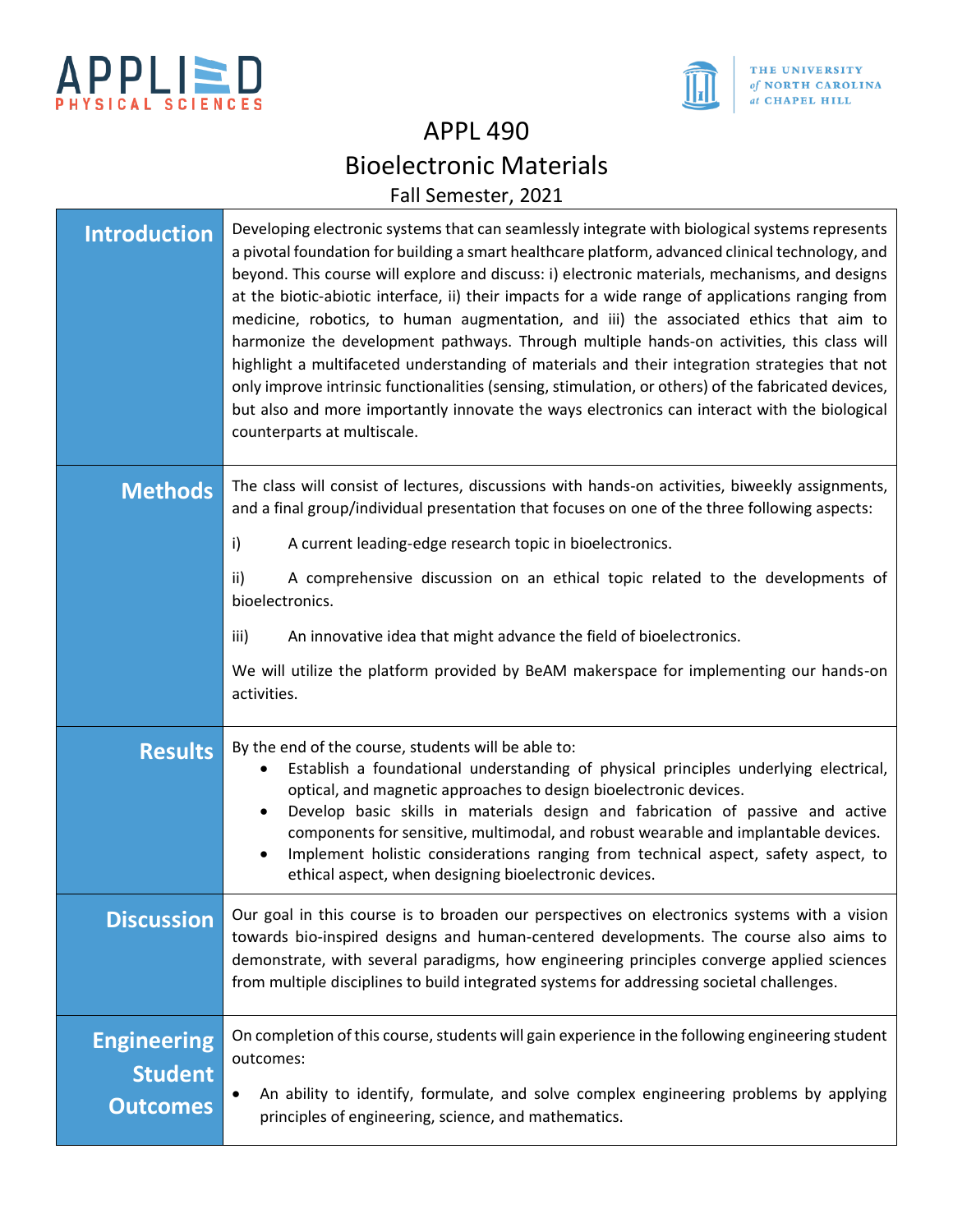APPLIED PHYSICAL SCIENCES

THE UNIVERSITY *of* NORTH CAROLINA *at* CHAPEL HILL

# APPL 490
# Bioelectronic Materials

Fall Semester, 2021

## Introduction

Developing electronic systems that can seamlessly integrate with biological systems represents a pivotal foundation for building a smart healthcare platform, advanced clinical technology, and beyond. This course will explore and discuss: i) electronic materials, mechanisms, and designs at the biotic-abiotic interface, ii) their impacts for a wide range of applications ranging from medicine, robotics, to human augmentation, and iii) the associated ethics that aim to harmonize the development pathways. Through multiple hands-on activities, this class will highlight a multifaceted understanding of materials and their integration strategies that not only improve intrinsic functionalities (sensing, stimulation, or others) of the fabricated devices, but also and more importantly innovate the ways electronics can interact with the biological counterparts at multiscale.

## Methods

The class will consist of lectures, discussions with hands-on activities, biweekly assignments, and a final group/individual presentation that focuses on one of the three following aspects:

i) A current leading-edge research topic in bioelectronics.

ii) A comprehensive discussion on an ethical topic related to the developments of bioelectronics.

iii) An innovative idea that might advance the field of bioelectronics.

We will utilize the platform provided by BeAM makerspace for implementing our hands-on activities.

## Results

By the end of the course, students will be able to:

- Establish a foundational understanding of physical principles underlying electrical, optical, and magnetic approaches to design bioelectronic devices.
- Develop basic skills in materials design and fabrication of passive and active components for sensitive, multimodal, and robust wearable and implantable devices.
- Implement holistic considerations ranging from technical aspect, safety aspect, to ethical aspect, when designing bioelectronic devices.

## Discussion

Our goal in this course is to broaden our perspectives on electronics systems with a vision towards bio-inspired designs and human-centered developments. The course also aims to demonstrate, with several paradigms, how engineering principles converge applied sciences from multiple disciplines to build integrated systems for addressing societal challenges.

## Engineering Student Outcomes

On completion of this course, students will gain experience in the following engineering student outcomes:

- An ability to identify, formulate, and solve complex engineering problems by applying principles of engineering, science, and mathematics.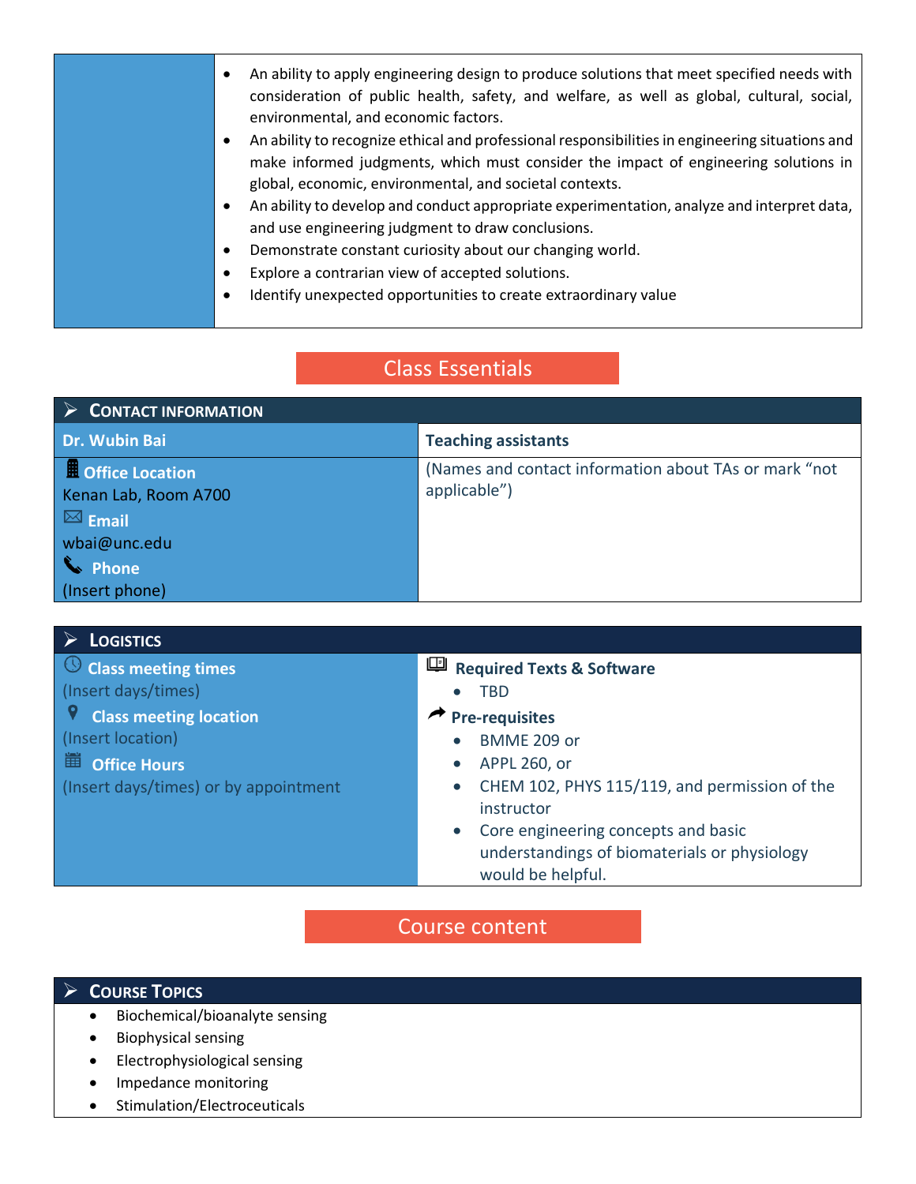- An ability to apply engineering design to produce solutions that meet specified needs with consideration of public health, safety, and welfare, as well as global, cultural, social, environmental, and economic factors.
- An ability to recognize ethical and professional responsibilities in engineering situations and make informed judgments, which must consider the impact of engineering solutions in global, economic, environmental, and societal contexts.
- An ability to develop and conduct appropriate experimentation, analyze and interpret data, and use engineering judgment to draw conclusions.
- Demonstrate constant curiosity about our changing world.
- Explore a contrarian view of accepted solutions.
- Identify unexpected opportunities to create extraordinary value

# Class Essentials

## Contact Information

| Dr. Wubin Bai | Teaching assistants |
|---|---|
| **Office Location**<br>Kenan Lab, Room A700<br>**Email**<br>wbai@unc.edu<br>**Phone**<br>(Insert phone) | (Names and contact information about TAs or mark "not applicable") |

## Logistics

**Class meeting times**
(Insert days/times)

**Class meeting location**
(Insert location)

**Office Hours**
(Insert days/times) or by appointment

**Required Texts & Software**
- TBD

**Pre-requisites**
- BMME 209 or
- APPL 260, or
- CHEM 102, PHYS 115/119, and permission of the instructor
- Core engineering concepts and basic understandings of biomaterials or physiology would be helpful.

# Course content

## Course Topics

- Biochemical/bioanalyte sensing
- Biophysical sensing
- Electrophysiological sensing
- Impedance monitoring
- Stimulation/Electroceuticals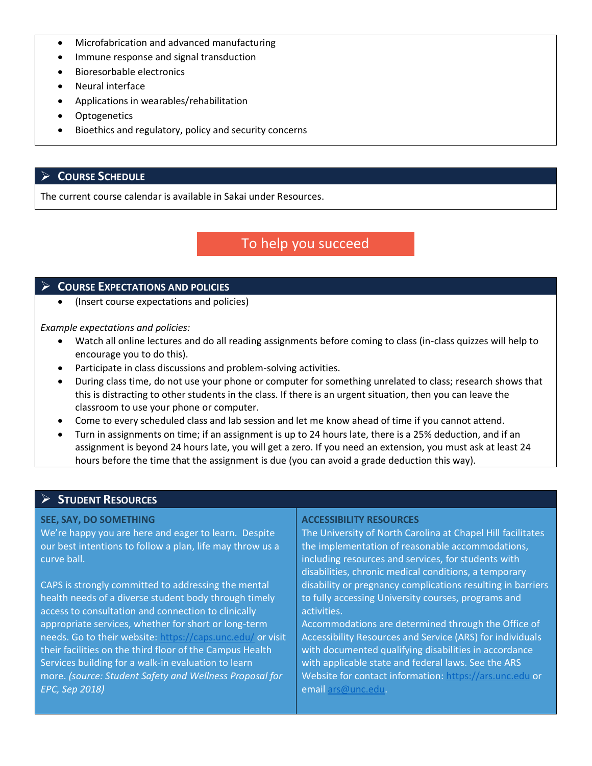- Microfabrication and advanced manufacturing
- Immune response and signal transduction
- Bioresorbable electronics
- Neural interface
- Applications in wearables/rehabilitation
- Optogenetics
- Bioethics and regulatory, policy and security concerns

## Course Schedule

The current course calendar is available in Sakai under Resources.

# To help you succeed

## Course Expectations and Policies

- (Insert course expectations and policies)

*Example expectations and policies:*

- Watch all online lectures and do all reading assignments before coming to class (in-class quizzes will help to encourage you to do this).
- Participate in class discussions and problem-solving activities.
- During class time, do not use your phone or computer for something unrelated to class; research shows that this is distracting to other students in the class. If there is an urgent situation, then you can leave the classroom to use your phone or computer.
- Come to every scheduled class and lab session and let me know ahead of time if you cannot attend.
- Turn in assignments on time; if an assignment is up to 24 hours late, there is a 25% deduction, and if an assignment is beyond 24 hours late, you will get a zero. If you need an extension, you must ask at least 24 hours before the time that the assignment is due (you can avoid a grade deduction this way).

## Student Resources

### SEE, SAY, DO SOMETHING

We're happy you are here and eager to learn. Despite our best intentions to follow a plan, life may throw us a curve ball.

CAPS is strongly committed to addressing the mental health needs of a diverse student body through timely access to consultation and connection to clinically appropriate services, whether for short or long-term needs. Go to their website: https://caps.unc.edu/ or visit their facilities on the third floor of the Campus Health Services building for a walk-in evaluation to learn more. *(source: Student Safety and Wellness Proposal for EPC, Sep 2018)*

### ACCESSIBILITY RESOURCES

The University of North Carolina at Chapel Hill facilitates the implementation of reasonable accommodations, including resources and services, for students with disabilities, chronic medical conditions, a temporary disability or pregnancy complications resulting in barriers to fully accessing University courses, programs and activities.

Accommodations are determined through the Office of Accessibility Resources and Service (ARS) for individuals with documented qualifying disabilities in accordance with applicable state and federal laws. See the ARS Website for contact information: https://ars.unc.edu or email ars@unc.edu.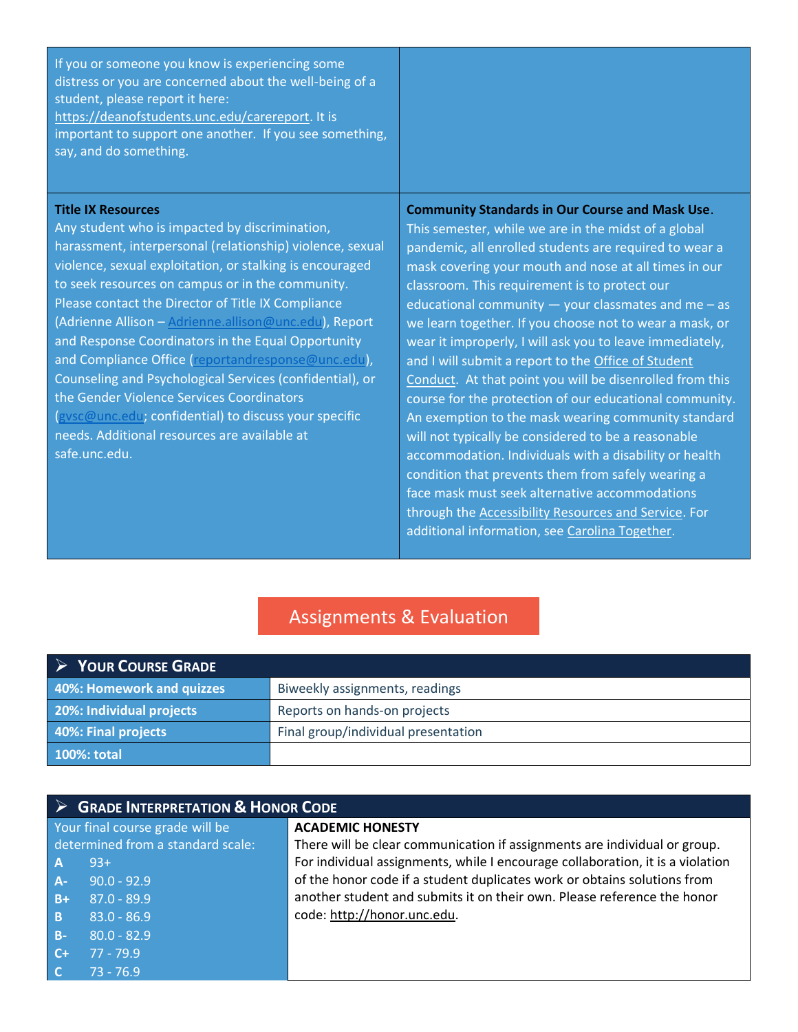If you or someone you know is experiencing some distress or you are concerned about the well-being of a student, please report it here: https://deanofstudents.unc.edu/carereport. It is important to support one another. If you see something, say, and do something.

**Title IX Resources**

Any student who is impacted by discrimination, harassment, interpersonal (relationship) violence, sexual violence, sexual exploitation, or stalking is encouraged to seek resources on campus or in the community. Please contact the Director of Title IX Compliance (Adrienne Allison – Adrienne.allison@unc.edu), Report and Response Coordinators in the Equal Opportunity and Compliance Office (reportandresponse@unc.edu), Counseling and Psychological Services (confidential), or the Gender Violence Services Coordinators (gvsc@unc.edu; confidential) to discuss your specific needs. Additional resources are available at safe.unc.edu.

**Community Standards in Our Course and Mask Use.**

This semester, while we are in the midst of a global pandemic, all enrolled students are required to wear a mask covering your mouth and nose at all times in our classroom. This requirement is to protect our educational community — your classmates and me – as we learn together. If you choose not to wear a mask, or wear it improperly, I will ask you to leave immediately, and I will submit a report to the Office of Student Conduct. At that point you will be disenrolled from this course for the protection of our educational community. An exemption to the mask wearing community standard will not typically be considered to be a reasonable accommodation. Individuals with a disability or health condition that prevents them from safely wearing a face mask must seek alternative accommodations through the Accessibility Resources and Service. For additional information, see Carolina Together.

## Assignments & Evaluation

### Your Course Grade

| Component | Description |
|---|---|
| **40%: Homework and quizzes** | Biweekly assignments, readings |
| **20%: Individual projects** | Reports on hands-on projects |
| **40%: Final projects** | Final group/individual presentation |
| **100%: total** | |

### Grade Interpretation & Honor Code

Your final course grade will be determined from a standard scale:

| Grade | Range |
|---|---|
| A | 93+ |
| A- | 90.0 - 92.9 |
| B+ | 87.0 - 89.9 |
| B | 83.0 - 86.9 |
| B- | 80.0 - 82.9 |
| C+ | 77 - 79.9 |
| C | 73 - 76.9 |

**ACADEMIC HONESTY**

There will be clear communication if assignments are individual or group. For individual assignments, while I encourage collaboration, it is a violation of the honor code if a student duplicates work or obtains solutions from another student and submits it on their own. Please reference the honor code: http://honor.unc.edu.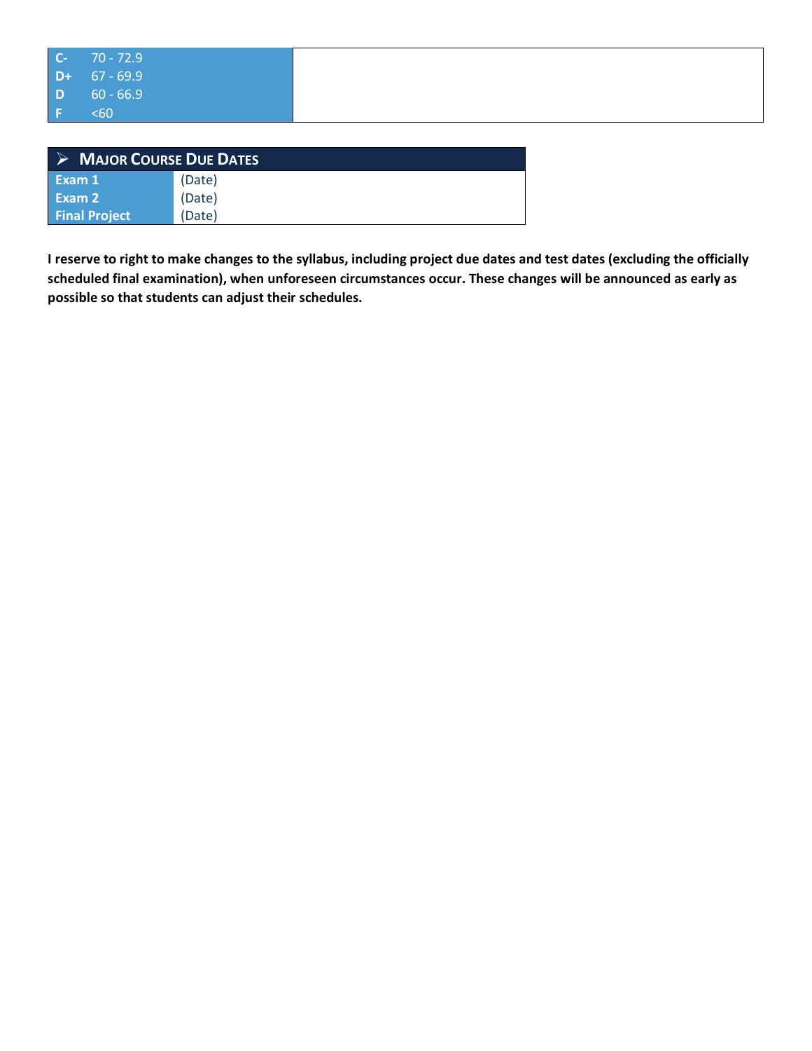| | |
|---|---|
| C- | 70 - 72.9 |
| D+ | 67 - 69.9 |
| D | 60 - 66.9 |
| F | <60 |

| ➢ Major Course Due Dates | |
|---|---|
| Exam 1 | (Date) |
| Exam 2 | (Date) |
| Final Project | (Date) |

**I reserve to right to make changes to the syllabus, including project due dates and test dates (excluding the officially scheduled final examination), when unforeseen circumstances occur. These changes will be announced as early as possible so that students can adjust their schedules.**